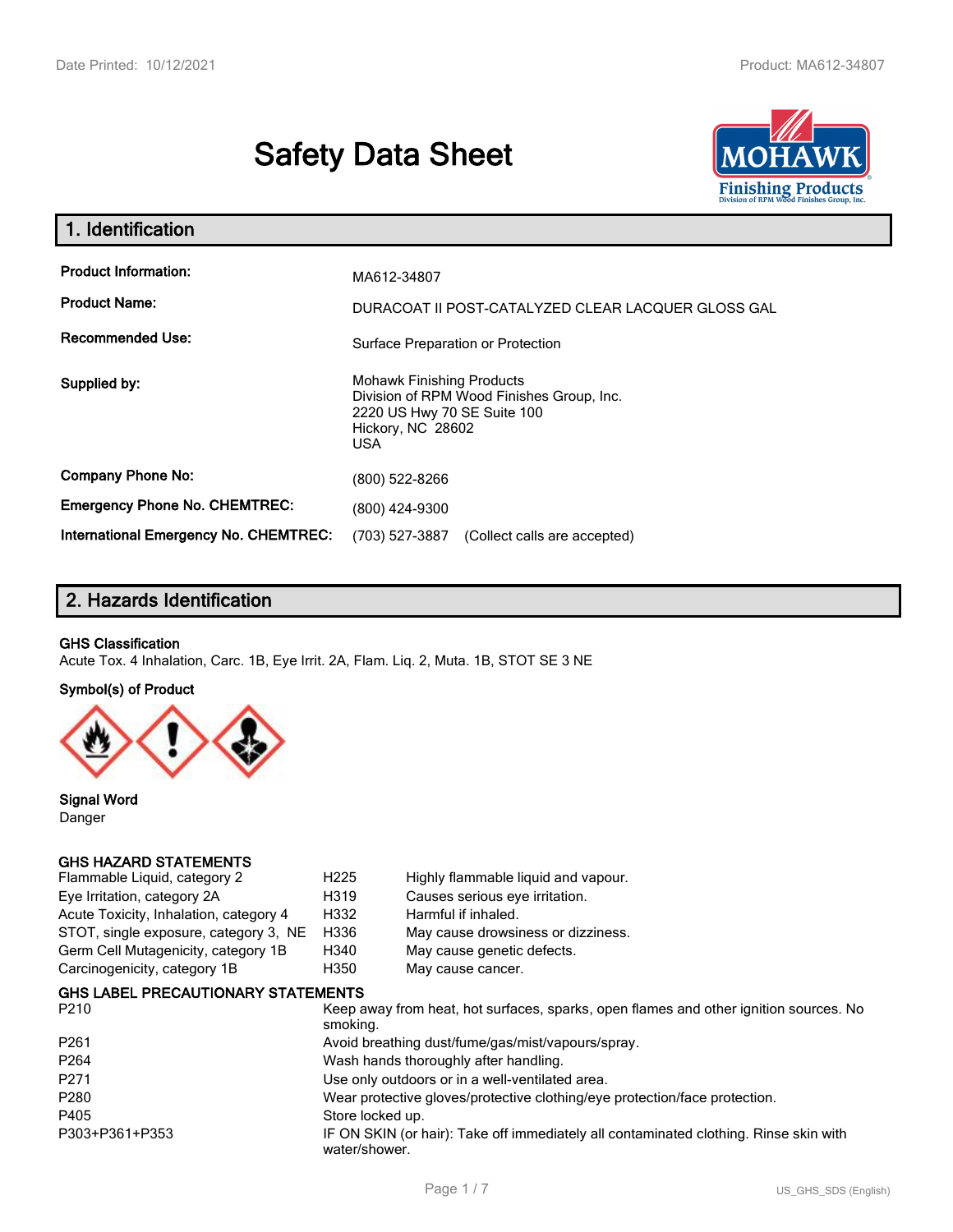# Safety Data Sheet

## 1. Identification

| | |
|---|---|
| **Product Information:** | MA612-34807 |
| **Product Name:** | DURACOAT II POST-CATALYZED CLEAR LACQUER GLOSS GAL |
| **Recommended Use:** | Surface Preparation or Protection |
| **Supplied by:** | Mohawk Finishing Products<br>Division of RPM Wood Finishes Group, Inc.<br>2220 US Hwy 70 SE Suite 100<br>Hickory, NC 28602<br>USA |
| **Company Phone No:** | (800) 522-8266 |
| **Emergency Phone No. CHEMTREC:** | (800) 424-9300 |
| **International Emergency No. CHEMTREC:** | (703) 527-3887 (Collect calls are accepted) |

## 2. Hazards Identification

**GHS Classification**

Acute Tox. 4 Inhalation, Carc. 1B, Eye Irrit. 2A, Flam. Liq. 2, Muta. 1B, STOT SE 3 NE

**Symbol(s) of Product**

**Signal Word**

Danger

**GHS HAZARD STATEMENTS**

| | | |
|---|---|---|
| Flammable Liquid, category 2 | H225 | Highly flammable liquid and vapour. |
| Eye Irritation, category 2A | H319 | Causes serious eye irritation. |
| Acute Toxicity, Inhalation, category 4 | H332 | Harmful if inhaled. |
| STOT, single exposure, category 3, NE | H336 | May cause drowsiness or dizziness. |
| Germ Cell Mutagenicity, category 1B | H340 | May cause genetic defects. |
| Carcinogenicity, category 1B | H350 | May cause cancer. |

**GHS LABEL PRECAUTIONARY STATEMENTS**

| | |
|---|---|
| P210 | Keep away from heat, hot surfaces, sparks, open flames and other ignition sources. No smoking. |
| P261 | Avoid breathing dust/fume/gas/mist/vapours/spray. |
| P264 | Wash hands thoroughly after handling. |
| P271 | Use only outdoors or in a well-ventilated area. |
| P280 | Wear protective gloves/protective clothing/eye protection/face protection. |
| P405 | Store locked up. |
| P303+P361+P353 | IF ON SKIN (or hair): Take off immediately all contaminated clothing. Rinse skin with water/shower. |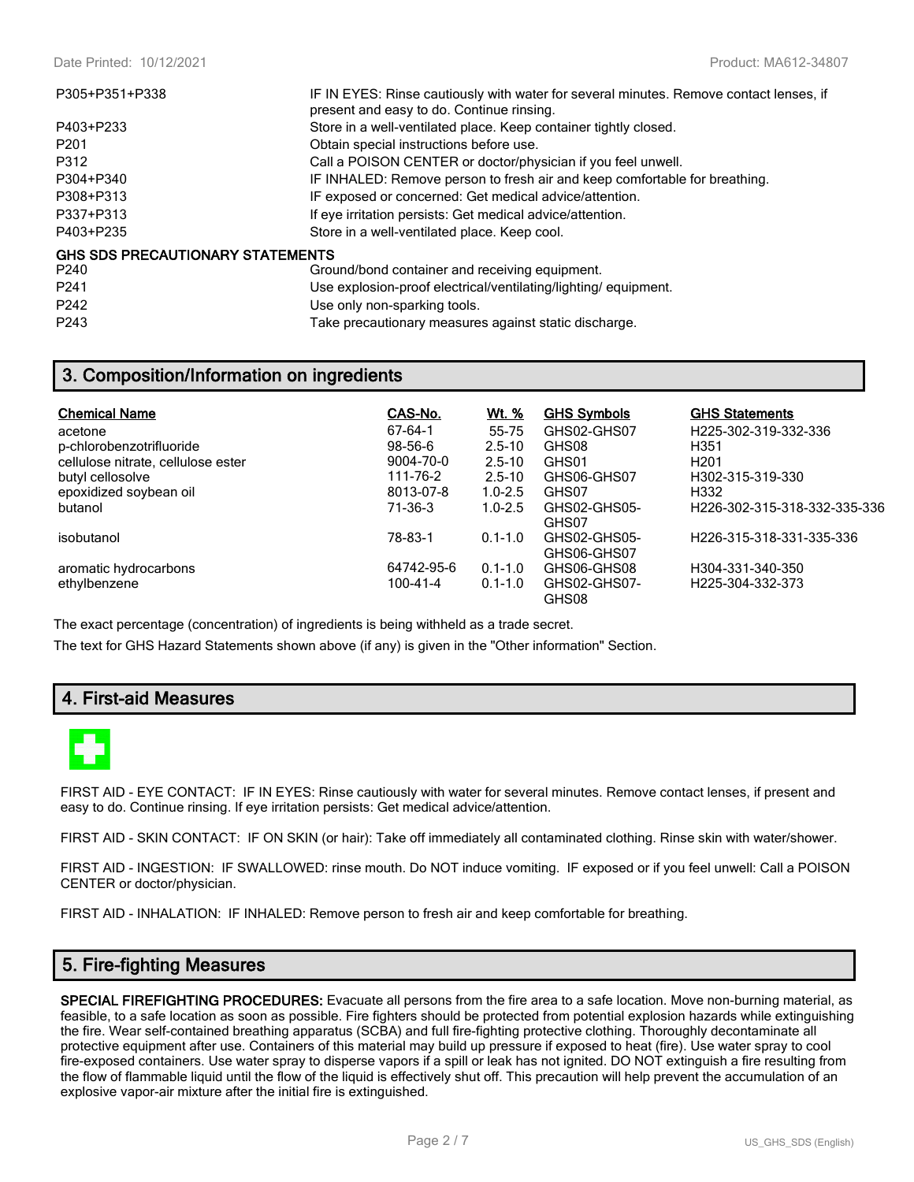| | |
|---|---|
| P305+P351+P338 | IF IN EYES: Rinse cautiously with water for several minutes. Remove contact lenses, if present and easy to do. Continue rinsing. |
| P403+P233 | Store in a well-ventilated place. Keep container tightly closed. |
| P201 | Obtain special instructions before use. |
| P312 | Call a POISON CENTER or doctor/physician if you feel unwell. |
| P304+P340 | IF INHALED: Remove person to fresh air and keep comfortable for breathing. |
| P308+P313 | IF exposed or concerned: Get medical advice/attention. |
| P337+P313 | If eye irritation persists: Get medical advice/attention. |
| P403+P235 | Store in a well-ventilated place. Keep cool. |

**GHS SDS PRECAUTIONARY STATEMENTS**

| | |
|---|---|
| P240 | Ground/bond container and receiving equipment. |
| P241 | Use explosion-proof electrical/ventilating/lighting/ equipment. |
| P242 | Use only non-sparking tools. |
| P243 | Take precautionary measures against static discharge. |

## 3. Composition/Information on ingredients

| Chemical Name | CAS-No. | Wt. % | GHS Symbols | GHS Statements |
|---|---|---|---|---|
| acetone | 67-64-1 | 55-75 | GHS02-GHS07 | H225-302-319-332-336 |
| p-chlorobenzotrifluoride | 98-56-6 | 2.5-10 | GHS08 | H351 |
| cellulose nitrate, cellulose ester | 9004-70-0 | 2.5-10 | GHS01 | H201 |
| butyl cellosolve | 111-76-2 | 2.5-10 | GHS06-GHS07 | H302-315-319-330 |
| epoxidized soybean oil | 8013-07-8 | 1.0-2.5 | GHS07 | H332 |
| butanol | 71-36-3 | 1.0-2.5 | GHS02-GHS05-GHS07 | H226-302-315-318-332-335-336 |
| isobutanol | 78-83-1 | 0.1-1.0 | GHS02-GHS05-GHS06-GHS07 | H226-315-318-331-335-336 |
| aromatic hydrocarbons | 64742-95-6 | 0.1-1.0 | GHS06-GHS08 | H304-331-340-350 |
| ethylbenzene | 100-41-4 | 0.1-1.0 | GHS02-GHS07-GHS08 | H225-304-332-373 |

The exact percentage (concentration) of ingredients is being withheld as a trade secret.

The text for GHS Hazard Statements shown above (if any) is given in the "Other information" Section.

## 4. First-aid Measures

FIRST AID - EYE CONTACT: IF IN EYES: Rinse cautiously with water for several minutes. Remove contact lenses, if present and easy to do. Continue rinsing. If eye irritation persists: Get medical advice/attention.

FIRST AID - SKIN CONTACT: IF ON SKIN (or hair): Take off immediately all contaminated clothing. Rinse skin with water/shower.

FIRST AID - INGESTION: IF SWALLOWED: rinse mouth. Do NOT induce vomiting. IF exposed or if you feel unwell: Call a POISON CENTER or doctor/physician.

FIRST AID - INHALATION: IF INHALED: Remove person to fresh air and keep comfortable for breathing.

## 5. Fire-fighting Measures

**SPECIAL FIREFIGHTING PROCEDURES:** Evacuate all persons from the fire area to a safe location. Move non-burning material, as feasible, to a safe location as soon as possible. Fire fighters should be protected from potential explosion hazards while extinguishing the fire. Wear self-contained breathing apparatus (SCBA) and full fire-fighting protective clothing. Thoroughly decontaminate all protective equipment after use. Containers of this material may build up pressure if exposed to heat (fire). Use water spray to cool fire-exposed containers. Use water spray to disperse vapors if a spill or leak has not ignited. DO NOT extinguish a fire resulting from the flow of flammable liquid until the flow of the liquid is effectively shut off. This precaution will help prevent the accumulation of an explosive vapor-air mixture after the initial fire is extinguished.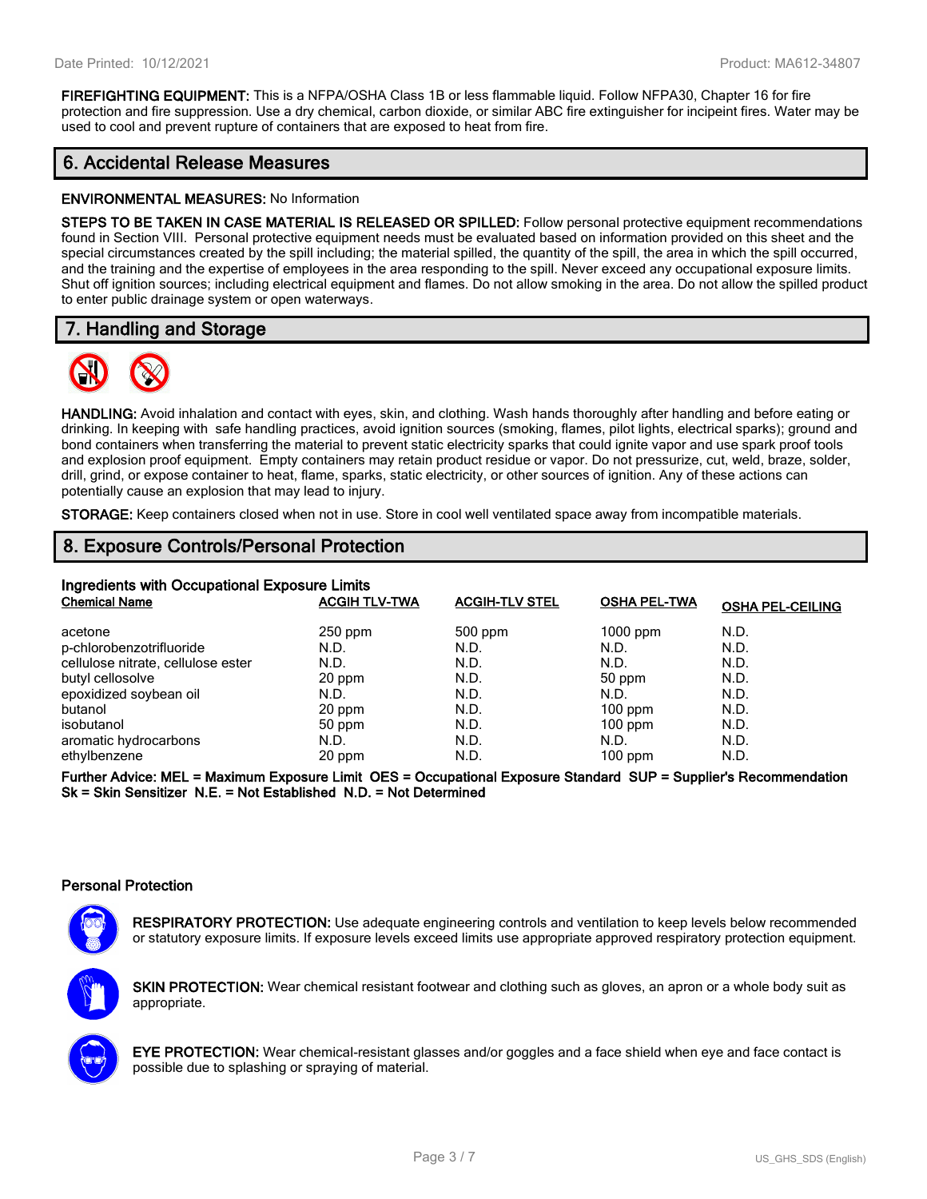**FIREFIGHTING EQUIPMENT:** This is a NFPA/OSHA Class 1B or less flammable liquid. Follow NFPA30, Chapter 16 for fire protection and fire suppression. Use a dry chemical, carbon dioxide, or similar ABC fire extinguisher for incipeint fires. Water may be used to cool and prevent rupture of containers that are exposed to heat from fire.

## 6. Accidental Release Measures

**ENVIRONMENTAL MEASURES:** No Information

**STEPS TO BE TAKEN IN CASE MATERIAL IS RELEASED OR SPILLED:** Follow personal protective equipment recommendations found in Section VIII. Personal protective equipment needs must be evaluated based on information provided on this sheet and the special circumstances created by the spill including; the material spilled, the quantity of the spill, the area in which the spill occurred, and the training and the expertise of employees in the area responding to the spill. Never exceed any occupational exposure limits. Shut off ignition sources; including electrical equipment and flames. Do not allow smoking in the area. Do not allow the spilled product to enter public drainage system or open waterways.

## 7. Handling and Storage

**HANDLING:** Avoid inhalation and contact with eyes, skin, and clothing. Wash hands thoroughly after handling and before eating or drinking. In keeping with safe handling practices, avoid ignition sources (smoking, flames, pilot lights, electrical sparks); ground and bond containers when transferring the material to prevent static electricity sparks that could ignite vapor and use spark proof tools and explosion proof equipment. Empty containers may retain product residue or vapor. Do not pressurize, cut, weld, braze, solder, drill, grind, or expose container to heat, flame, sparks, static electricity, or other sources of ignition. Any of these actions can potentially cause an explosion that may lead to injury.

**STORAGE:** Keep containers closed when not in use. Store in cool well ventilated space away from incompatible materials.

## 8. Exposure Controls/Personal Protection

### Ingredients with Occupational Exposure Limits

| Chemical Name | ACGIH TLV-TWA | ACGIH-TLV STEL | OSHA PEL-TWA | OSHA PEL-CEILING |
|---|---|---|---|---|
| acetone | 250 ppm | 500 ppm | 1000 ppm | N.D. |
| p-chlorobenzotrifluoride | N.D. | N.D. | N.D. | N.D. |
| cellulose nitrate, cellulose ester | N.D. | N.D. | N.D. | N.D. |
| butyl cellosolve | 20 ppm | N.D. | 50 ppm | N.D. |
| epoxidized soybean oil | N.D. | N.D. | N.D. | N.D. |
| butanol | 20 ppm | N.D. | 100 ppm | N.D. |
| isobutanol | 50 ppm | N.D. | 100 ppm | N.D. |
| aromatic hydrocarbons | N.D. | N.D. | N.D. | N.D. |
| ethylbenzene | 20 ppm | N.D. | 100 ppm | N.D. |

**Further Advice: MEL = Maximum Exposure Limit OES = Occupational Exposure Standard SUP = Supplier's Recommendation Sk = Skin Sensitizer N.E. = Not Established N.D. = Not Determined**

### Personal Protection

**RESPIRATORY PROTECTION:** Use adequate engineering controls and ventilation to keep levels below recommended or statutory exposure limits. If exposure levels exceed limits use appropriate approved respiratory protection equipment.

**SKIN PROTECTION:** Wear chemical resistant footwear and clothing such as gloves, an apron or a whole body suit as appropriate.

**EYE PROTECTION:** Wear chemical-resistant glasses and/or goggles and a face shield when eye and face contact is possible due to splashing or spraying of material.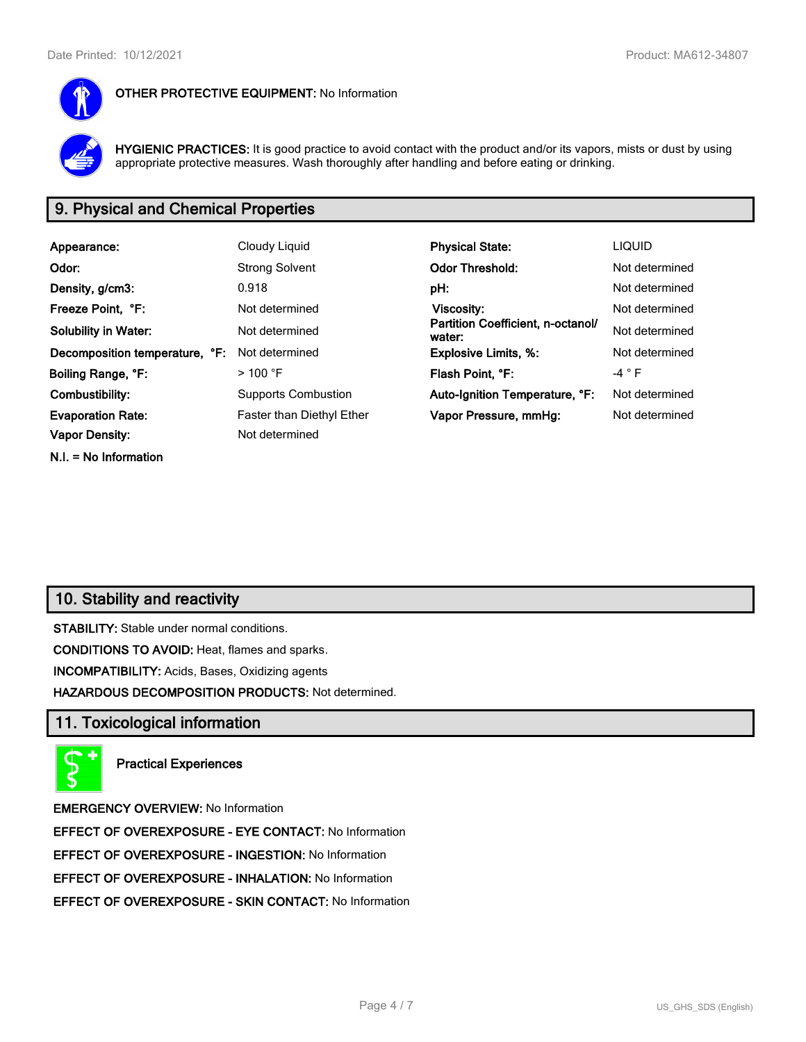**OTHER PROTECTIVE EQUIPMENT:** No Information

**HYGIENIC PRACTICES:** It is good practice to avoid contact with the product and/or its vapors, mists or dust by using appropriate protective measures. Wash thoroughly after handling and before eating or drinking.

## 9. Physical and Chemical Properties

| | | | |
|---|---|---|---|
| **Appearance:** | Cloudy Liquid | **Physical State:** | LIQUID |
| **Odor:** | Strong Solvent | **Odor Threshold:** | Not determined |
| **Density, g/cm3:** | 0.918 | **pH:** | Not determined |
| **Freeze Point, °F:** | Not determined | **Viscosity:** | Not determined |
| **Solubility in Water:** | Not determined | **Partition Coefficient, n-octanol/water:** | Not determined |
| **Decomposition temperature, °F:** | Not determined | **Explosive Limits, %:** | Not determined |
| **Boiling Range, °F:** | > 100 °F | **Flash Point, °F:** | -4 ° F |
| **Combustibility:** | Supports Combustion | **Auto-Ignition Temperature, °F:** | Not determined |
| **Evaporation Rate:** | Faster than Diethyl Ether | **Vapor Pressure, mmHg:** | Not determined |
| **Vapor Density:** | Not determined | | |

**N.I. = No Information**

## 10. Stability and reactivity

**STABILITY:** Stable under normal conditions.

**CONDITIONS TO AVOID:** Heat, flames and sparks.

**INCOMPATIBILITY:** Acids, Bases, Oxidizing agents

**HAZARDOUS DECOMPOSITION PRODUCTS:** Not determined.

## 11. Toxicological information

**Practical Experiences**

**EMERGENCY OVERVIEW:** No Information

**EFFECT OF OVEREXPOSURE - EYE CONTACT:** No Information

**EFFECT OF OVEREXPOSURE - INGESTION:** No Information

**EFFECT OF OVEREXPOSURE - INHALATION:** No Information

**EFFECT OF OVEREXPOSURE - SKIN CONTACT:** No Information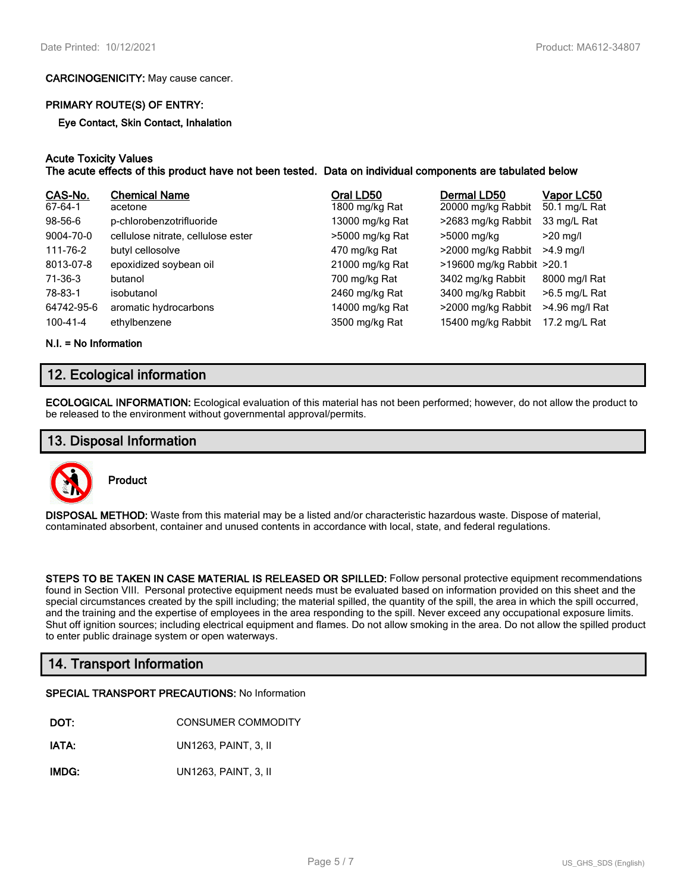**CARCINOGENICITY:** May cause cancer.

**PRIMARY ROUTE(S) OF ENTRY:**

**Eye Contact, Skin Contact, Inhalation**

**Acute Toxicity Values**

**The acute effects of this product have not been tested. Data on individual components are tabulated below**

| CAS-No. | Chemical Name | Oral LD50 | Dermal LD50 | Vapor LC50 |
|---|---|---|---|---|
| 67-64-1 | acetone | 1800 mg/kg Rat | 20000 mg/kg Rabbit | 50.1 mg/L Rat |
| 98-56-6 | p-chlorobenzotrifluoride | 13000 mg/kg Rat | >2683 mg/kg Rabbit | 33 mg/L Rat |
| 9004-70-0 | cellulose nitrate, cellulose ester | >5000 mg/kg Rat | >5000 mg/kg | >20 mg/l |
| 111-76-2 | butyl cellosolve | 470 mg/kg Rat | >2000 mg/kg Rabbit | >4.9 mg/l |
| 8013-07-8 | epoxidized soybean oil | 21000 mg/kg Rat | >19600 mg/kg Rabbit | >20.1 |
| 71-36-3 | butanol | 700 mg/kg Rat | 3402 mg/kg Rabbit | 8000 mg/l Rat |
| 78-83-1 | isobutanol | 2460 mg/kg Rat | 3400 mg/kg Rabbit | >6.5 mg/L Rat |
| 64742-95-6 | aromatic hydrocarbons | 14000 mg/kg Rat | >2000 mg/kg Rabbit | >4.96 mg/l Rat |
| 100-41-4 | ethylbenzene | 3500 mg/kg Rat | 15400 mg/kg Rabbit | 17.2 mg/L Rat |

**N.I. = No Information**

## 12. Ecological information

**ECOLOGICAL INFORMATION:** Ecological evaluation of this material has not been performed; however, do not allow the product to be released to the environment without governmental approval/permits.

## 13. Disposal Information

**Product**

**DISPOSAL METHOD:** Waste from this material may be a listed and/or characteristic hazardous waste. Dispose of material, contaminated absorbent, container and unused contents in accordance with local, state, and federal regulations.

**STEPS TO BE TAKEN IN CASE MATERIAL IS RELEASED OR SPILLED:** Follow personal protective equipment recommendations found in Section VIII. Personal protective equipment needs must be evaluated based on information provided on this sheet and the special circumstances created by the spill including; the material spilled, the quantity of the spill, the area in which the spill occurred, and the training and the expertise of employees in the area responding to the spill. Never exceed any occupational exposure limits. Shut off ignition sources; including electrical equipment and flames. Do not allow smoking in the area. Do not allow the spilled product to enter public drainage system or open waterways.

## 14. Transport Information

**SPECIAL TRANSPORT PRECAUTIONS:** No Information

**DOT:** CONSUMER COMMODITY

**IATA:** UN1263, PAINT, 3, II

**IMDG:** UN1263, PAINT, 3, II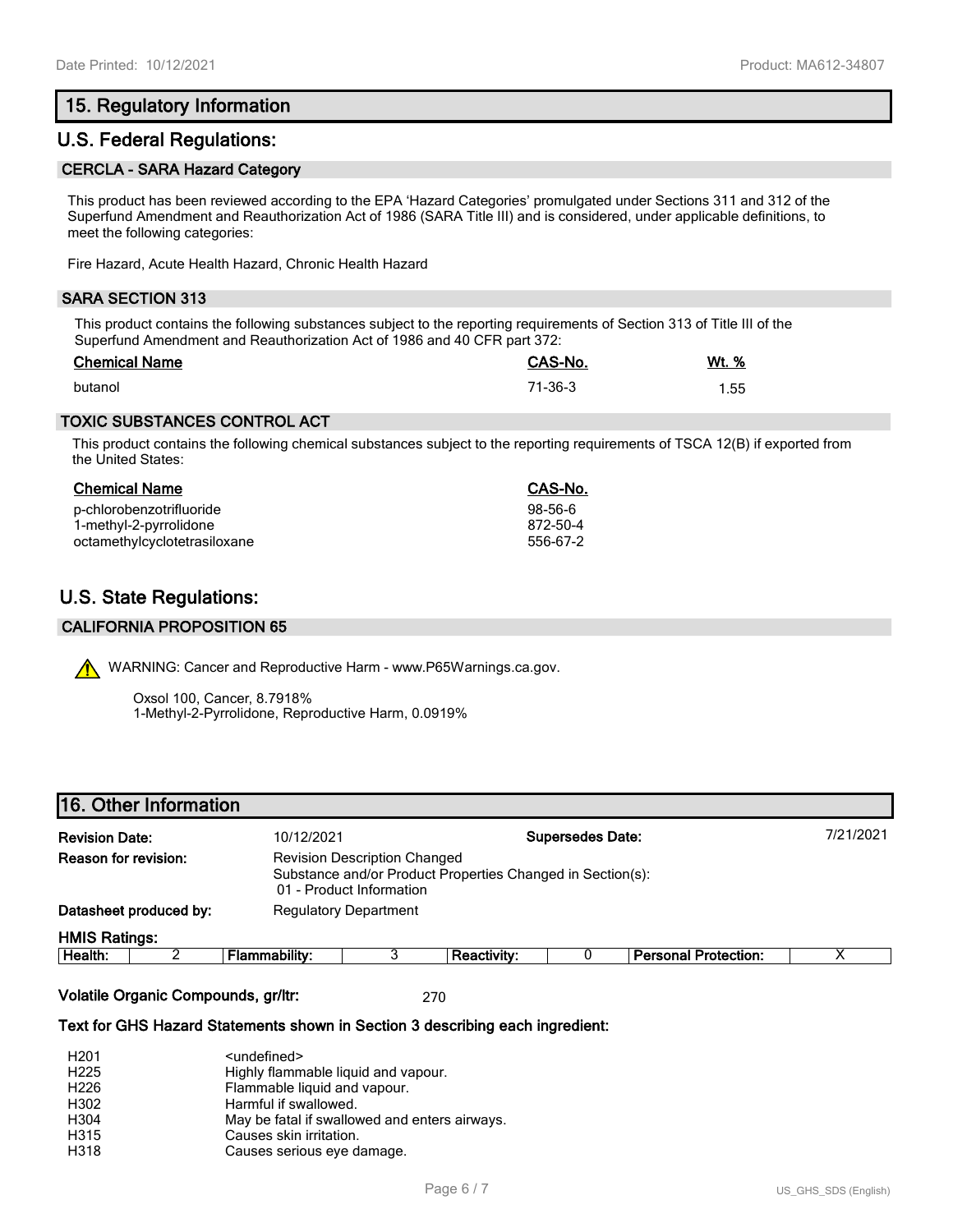## 15. Regulatory Information

## U.S. Federal Regulations:

### CERCLA - SARA Hazard Category

This product has been reviewed according to the EPA 'Hazard Categories' promulgated under Sections 311 and 312 of the Superfund Amendment and Reauthorization Act of 1986 (SARA Title III) and is considered, under applicable definitions, to meet the following categories:

Fire Hazard, Acute Health Hazard, Chronic Health Hazard

### SARA SECTION 313

This product contains the following substances subject to the reporting requirements of Section 313 of Title III of the Superfund Amendment and Reauthorization Act of 1986 and 40 CFR part 372:

| Chemical Name | CAS-No. | Wt. % |
|---|---|---|
| butanol | 71-36-3 | 1.55 |

### TOXIC SUBSTANCES CONTROL ACT

This product contains the following chemical substances subject to the reporting requirements of TSCA 12(B) if exported from the United States:

| Chemical Name | CAS-No. |
|---|---|
| p-chlorobenzotrifluoride | 98-56-6 |
| 1-methyl-2-pyrrolidone | 872-50-4 |
| octamethylcyclotetrasiloxane | 556-67-2 |

## U.S. State Regulations:

### CALIFORNIA PROPOSITION 65

⚠ WARNING: Cancer and Reproductive Harm - www.P65Warnings.ca.gov.

Oxsol 100, Cancer, 8.7918%
1-Methyl-2-Pyrrolidone, Reproductive Harm, 0.0919%

## 16. Other Information

**Revision Date:** 10/12/2021 **Supersedes Date:** 7/21/2021

**Reason for revision:** Revision Description Changed
Substance and/or Product Properties Changed in Section(s):
01 - Product Information

**Datasheet produced by:** Regulatory Department

**HMIS Ratings:**

| Health: | 2 | Flammability: | 3 | Reactivity: | 0 | Personal Protection: | X |
|---|---|---|---|---|---|---|---|

**Volatile Organic Compounds, gr/ltr:** 270

**Text for GHS Hazard Statements shown in Section 3 describing each ingredient:**

| | |
|---|---|
| H201 | <undefined> |
| H225 | Highly flammable liquid and vapour. |
| H226 | Flammable liquid and vapour. |
| H302 | Harmful if swallowed. |
| H304 | May be fatal if swallowed and enters airways. |
| H315 | Causes skin irritation. |
| H318 | Causes serious eye damage. |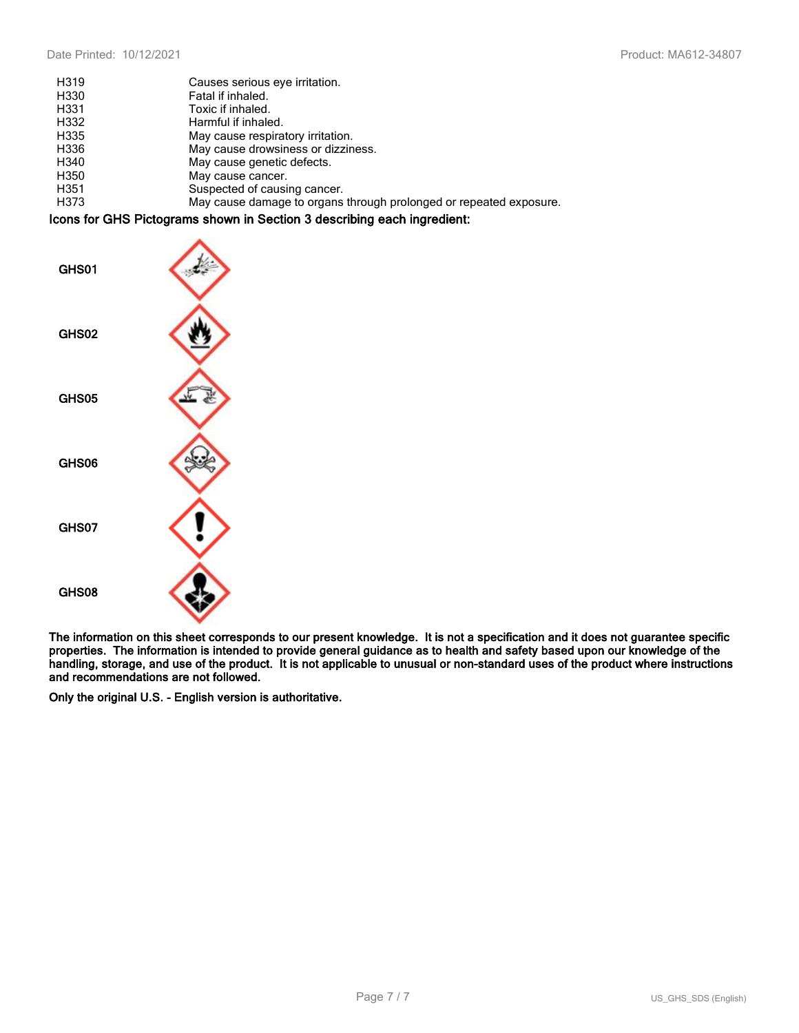| | |
|---|---|
| H319 | Causes serious eye irritation. |
| H330 | Fatal if inhaled. |
| H331 | Toxic if inhaled. |
| H332 | Harmful if inhaled. |
| H335 | May cause respiratory irritation. |
| H336 | May cause drowsiness or dizziness. |
| H340 | May cause genetic defects. |
| H350 | May cause cancer. |
| H351 | Suspected of causing cancer. |
| H373 | May cause damage to organs through prolonged or repeated exposure. |

**Icons for GHS Pictograms shown in Section 3 describing each ingredient:**

GHS01

GHS02

GHS05

GHS06

GHS07

GHS08

**The information on this sheet corresponds to our present knowledge. It is not a specification and it does not guarantee specific properties. The information is intended to provide general guidance as to health and safety based upon our knowledge of the handling, storage, and use of the product. It is not applicable to unusual or non-standard uses of the product where instructions and recommendations are not followed.**

**Only the original U.S. - English version is authoritative.**